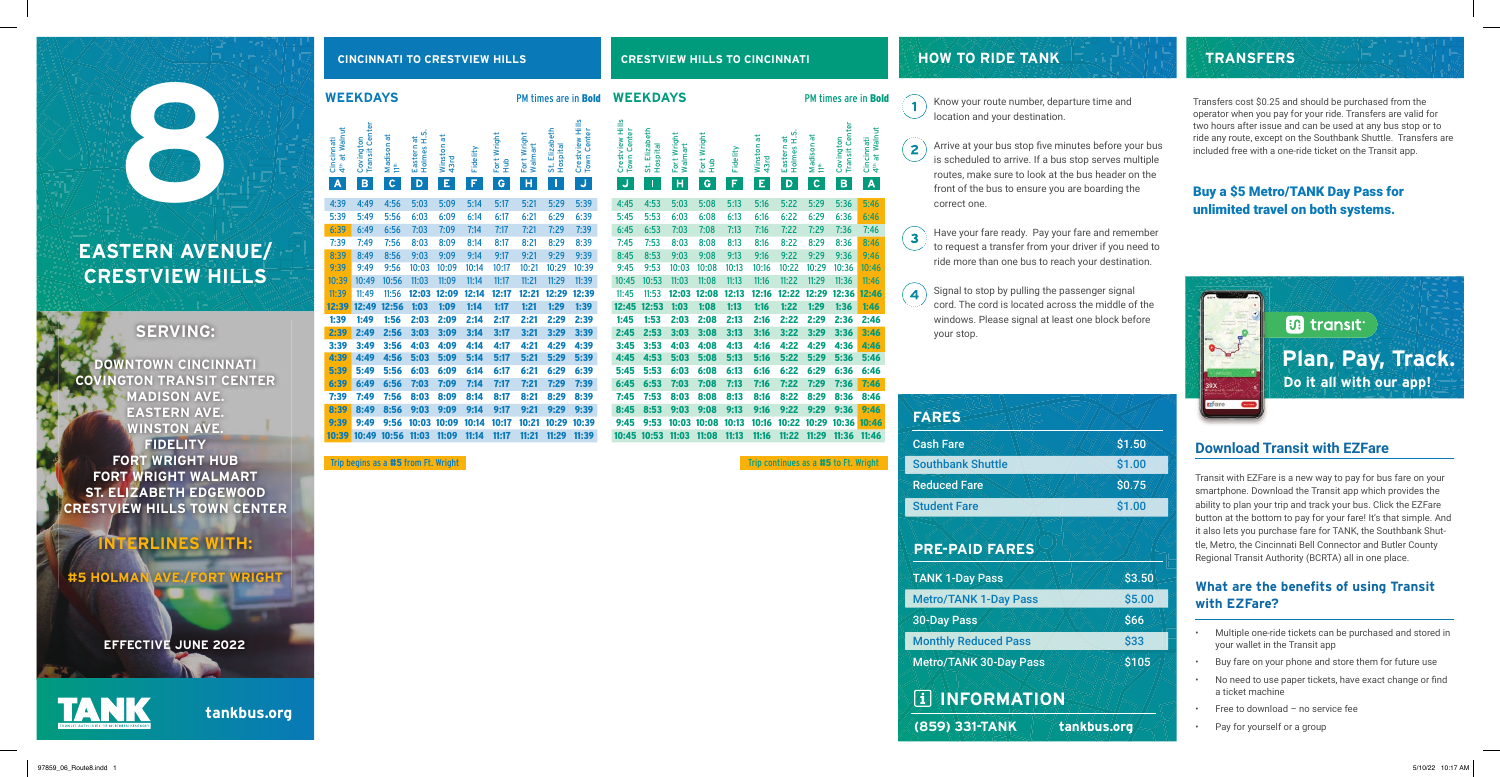# 8

# EASTERN AVENUE/ CRESTVIEW HILLS

## SERVING:

**DOWNTOWN CINCINNATI**
**COVINGTON TRANSIT CENTER**
**MADISON AVE.**
**EASTERN AVE.**
**WINSTON AVE.**
**FIDELITY**
**FORT WRIGHT HUB**
**FORT WRIGHT WALMART**
**ST. ELIZABETH EDGEWOOD**
**CRESTVIEW HILLS TOWN CENTER**

## INTERLINES WITH:

**#5 HOLMAN AVE./FORT WRIGHT**

**EFFECTIVE JUNE 2022**

TANK

tankbus.org

## CINCINNATI TO CRESTVIEW HILLS

### WEEKDAYS

PM times are in **Bold**

| Cincinnati 4th at Walnut | Covington Transit Center | Madison at 11th | Eastern at Holmes H.S. | Winston at 43rd | Fidelity | Fort Wright Hub | Fort Wright Walmart | St. Elizabeth Hospital | Crestview Hills Town Center |
|---|---|---|---|---|---|---|---|---|---|
| A | B | C | D | E | F | G | H | I | J |
| 4:39 | 4:49 | 4:56 | 5:03 | 5:09 | 5:14 | 5:17 | 5:21 | 5:29 | 5:39 |
| 5:39 | 5:49 | 5:56 | 6:03 | 6:09 | 6:14 | 6:17 | 6:21 | 6:29 | 6:39 |
| 6:39 | 6:49 | 6:56 | 7:03 | 7:09 | 7:14 | 7:17 | 7:21 | 7:29 | 7:39 |
| 7:39 | 7:49 | 7:56 | 8:03 | 8:09 | 8:14 | 8:17 | 8:21 | 8:29 | 8:39 |
| 8:39 | 8:49 | 8:56 | 9:03 | 9:09 | 9:14 | 9:17 | 9:21 | 9:29 | 9:39 |
| 9:39 | 9:49 | 9:56 | 10:03 | 10:09 | 10:14 | 10:17 | 10:21 | 10:29 | 10:39 |
| 10:39 | 10:49 | 10:56 | 11:03 | 11:09 | 11:14 | 11:17 | 11:21 | 11:29 | 11:39 |
| 11:39 | 11:49 | 11:56 | **12:03** | **12:09** | **12:14** | **12:17** | **12:21** | **12:29** | **12:39** |
| **12:39** | **12:49** | **12:56** | **1:03** | **1:09** | **1:14** | **1:17** | **1:21** | **1:29** | **1:39** |
| **1:39** | **1:49** | **1:56** | **2:03** | **2:09** | **2:14** | **2:17** | **2:21** | **2:29** | **2:39** |
| **2:39** | **2:49** | **2:56** | **3:03** | **3:09** | **3:14** | **3:17** | **3:21** | **3:29** | **3:39** |
| **3:39** | **3:49** | **3:56** | **4:03** | **4:09** | **4:14** | **4:17** | **4:21** | **4:29** | **4:39** |
| **4:39** | **4:49** | **4:56** | **5:03** | **5:09** | **5:14** | **5:17** | **5:21** | **5:29** | **5:39** |
| **5:39** | **5:49** | **5:56** | **6:03** | **6:09** | **6:14** | **6:17** | **6:21** | **6:29** | **6:39** |
| **6:39** | **6:49** | **6:56** | **7:03** | **7:09** | **7:14** | **7:17** | **7:21** | **7:29** | **7:39** |
| **7:39** | **7:49** | **7:56** | **8:03** | **8:09** | **8:14** | **8:17** | **8:21** | **8:29** | **8:39** |
| **8:39** | **8:49** | **8:56** | **9:03** | **9:09** | **9:14** | **9:17** | **9:21** | **9:29** | **9:39** |
| **9:39** | **9:49** | **9:56** | **10:03** | **10:09** | **10:14** | **10:17** | **10:21** | **10:29** | **10:39** |
| **10:39** | **10:49** | **10:56** | **11:03** | **11:09** | **11:14** | **11:17** | **11:21** | **11:29** | **11:39** |

Trip begins as a **#5** from Ft. Wright

## CRESTVIEW HILLS TO CINCINNATI

### WEEKDAYS

PM times are in **Bold**

| Crestview Hills Town Center | St. Elizabeth Hospital | Fort Wright Walmart | Fort Wright Hub | Fidelity | Winston at 43rd | Eastern at Holmes H.S. | Madison at 11th | Covington Transit Center | Cincinnati 4th at Walnut |
|---|---|---|---|---|---|---|---|---|---|
| J | I | H | G | F | E | D | C | B | A |
| 4:45 | 4:53 | 5:03 | 5:08 | 5:13 | 5:16 | 5:22 | 5:29 | 5:36 | 5:46 |
| 5:45 | 5:53 | 6:03 | 6:08 | 6:13 | 6:16 | 6:22 | 6:29 | 6:36 | 6:46 |
| 6:45 | 6:53 | 7:03 | 7:08 | 7:13 | 7:16 | 7:22 | 7:29 | 7:36 | 7:46 |
| 7:45 | 7:53 | 8:03 | 8:08 | 8:13 | 8:16 | 8:22 | 8:29 | 8:36 | 8:46 |
| 8:45 | 8:53 | 9:03 | 9:08 | 9:13 | 9:16 | 9:22 | 9:29 | 9:36 | 9:46 |
| 9:45 | 9:53 | 10:03 | 10:08 | 10:13 | 10:16 | 10:22 | 10:29 | 10:36 | 10:46 |
| 10:45 | 10:53 | 11:03 | 11:08 | 11:13 | 11:16 | 11:22 | 11:29 | 11:36 | 11:46 |
| 11:45 | 11:53 | **12:03** | **12:08** | **12:13** | **12:16** | **12:22** | **12:29** | **12:36** | **12:46** |
| **12:45** | **12:53** | **1:03** | **1:08** | **1:13** | **1:16** | **1:22** | **1:29** | **1:36** | **1:46** |
| **1:45** | **1:53** | **2:03** | **2:08** | **2:13** | **2:16** | **2:22** | **2:29** | **2:36** | **2:46** |
| **2:45** | **2:53** | **3:03** | **3:08** | **3:13** | **3:16** | **3:22** | **3:29** | **3:36** | **3:46** |
| **3:45** | **3:53** | **4:03** | **4:08** | **4:13** | **4:16** | **4:22** | **4:29** | **4:36** | **4:46** |
| **4:45** | **4:53** | **5:03** | **5:08** | **5:13** | **5:16** | **5:22** | **5:29** | **5:36** | **5:46** |
| **5:45** | **5:53** | **6:03** | **6:08** | **6:13** | **6:16** | **6:22** | **6:29** | **6:36** | **6:46** |
| **6:45** | **6:53** | **7:03** | **7:08** | **7:13** | **7:16** | **7:22** | **7:29** | **7:36** | **7:46** |
| **7:45** | **7:53** | **8:03** | **8:08** | **8:13** | **8:16** | **8:22** | **8:29** | **8:36** | **8:46** |
| **8:45** | **8:53** | **9:03** | **9:08** | **9:13** | **9:16** | **9:22** | **9:29** | **9:36** | **9:46** |
| **9:45** | **9:53** | **10:03** | **10:08** | **10:13** | **10:16** | **10:22** | **10:29** | **10:36** | **10:46** |
| **10:45** | **10:53** | **11:03** | **11:08** | **11:13** | **11:16** | **11:22** | **11:29** | **11:36** | **11:46** |

Trip continues as a **#5** to Ft. Wright

## HOW TO RIDE TANK

1. Know your route number, departure time and location and your destination.
2. Arrive at your bus stop five minutes before your bus is scheduled to arrive. If a bus stop serves multiple routes, make sure to look at the bus header on the front of the bus to ensure you are boarding the correct one.
3. Have your fare ready. Pay your fare and remember to request a transfer from your driver if you need to ride more than one bus to reach your destination.
4. Signal to stop by pulling the passenger signal cord. The cord is located across the middle of the windows. Please signal at least one block before your stop.

## FARES

| Fare | Price |
|---|---|
| Cash Fare | $1.50 |
| Southbank Shuttle | $1.00 |
| Reduced Fare | $0.75 |
| Student Fare | $1.00 |

## PRE-PAID FARES

| Pass | Price |
|---|---|
| TANK 1-Day Pass | $3.50 |
| Metro/TANK 1-Day Pass | $5.00 |
| 30-Day Pass | $66 |
| Monthly Reduced Pass | $33 |
| Metro/TANK 30-Day Pass | $105 |

## INFORMATION

(859) 331-TANK tankbus.org

## TRANSFERS

Transfers cost $0.25 and should be purchased from the operator when you pay for your ride. Transfers are valid for two hours after issue and can be used at any bus stop or to ride any route, except on the Southbank Shuttle. Transfers are included free with a one-ride ticket on the Transit app.

### Buy a $5 Metro/TANK Day Pass for unlimited travel on both systems.

transit

**Plan, Pay, Track.**
**Do it all with our app!**

## Download Transit with EZFare

Transit with EZFare is a new way to pay for bus fare on your smartphone. Download the Transit app which provides the ability to plan your trip and track your bus. Click the EZFare button at the bottom to pay for your fare! It's that simple. And it also lets you purchase fare for TANK, the Southbank Shuttle, Metro, the Cincinnati Bell Connector and Butler County Regional Transit Authority (BCRTA) all in one place.

### What are the benefits of using Transit with EZFare?

- Multiple one-ride tickets can be purchased and stored in your wallet in the Transit app
- Buy fare on your phone and store them for future use
- No need to use paper tickets, have exact change or find a ticket machine
- Free to download – no service fee
- Pay for yourself or a group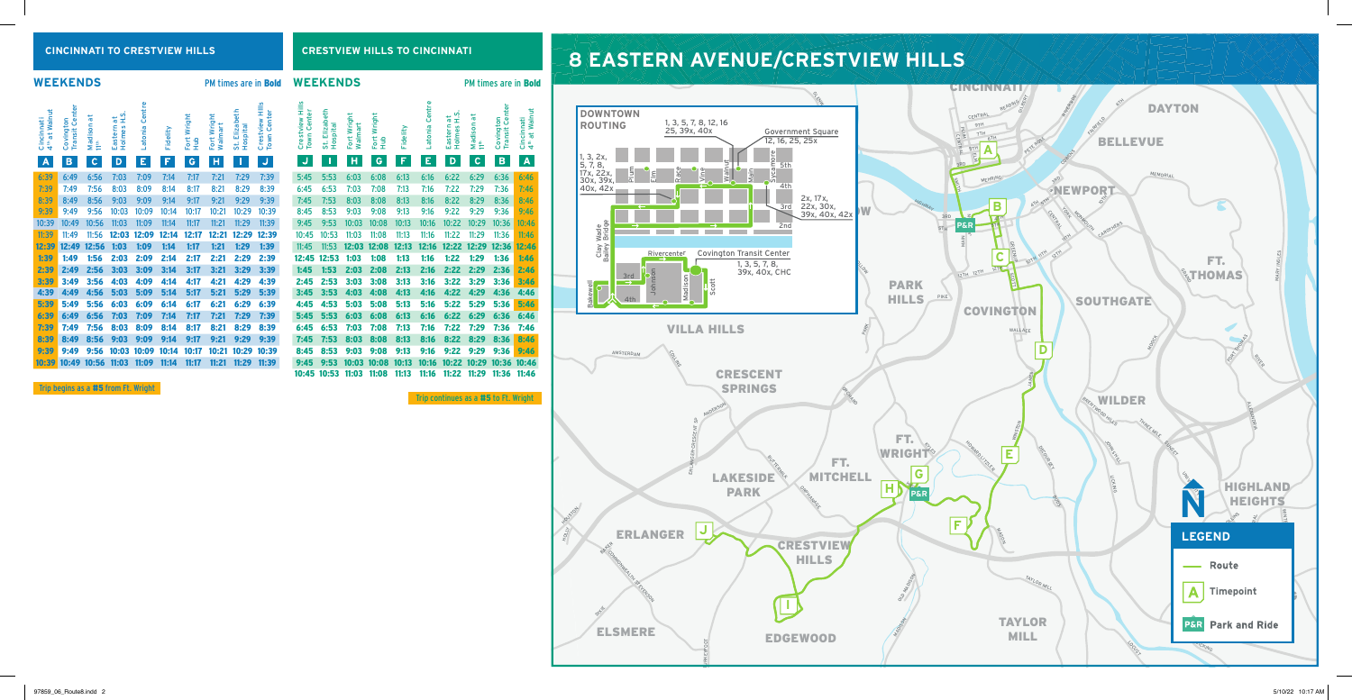## CINCINNATI TO CRESTVIEW HILLS

### WEEKENDS

PM times are in **Bold**

| Cincinnati 4th at Walnut | Covington Transit Center | Madison at 11th | Eastern at Holmes H.S. | Latonia Centre | Fidelity | Fort Wright Hub | Fort Wright Walmart | St. Elizabeth Hospital | Crestview Hills Town Center |
|---|---|---|---|---|---|---|---|---|---|
| A | B | C | D | E | F | G | H | I | J |
| 6:39 | 6:49 | 6:56 | 7:03 | 7:09 | 7:14 | 7:17 | 7:21 | 7:29 | 7:39 |
| 7:39 | 7:49 | 7:56 | 8:03 | 8:09 | 8:14 | 8:17 | 8:21 | 8:29 | 8:39 |
| 8:39 | 8:49 | 8:56 | 9:03 | 9:09 | 9:14 | 9:17 | 9:21 | 9:29 | 9:39 |
| 9:39 | 9:49 | 9:56 | 10:03 | 10:09 | 10:14 | 10:17 | 10:21 | 10:29 | 10:39 |
| 10:39 | 10:49 | 10:56 | 11:03 | 11:09 | 11:14 | 11:17 | 11:21 | 11:29 | 11:39 |
| 11:39 | 11:49 | 11:56 | **12:03** | **12:09** | **12:14** | **12:17** | **12:21** | **12:29** | **12:39** |
| **12:39** | **12:49** | **12:56** | **1:03** | **1:09** | **1:14** | **1:17** | **1:21** | **1:29** | **1:39** |
| **1:39** | **1:49** | **1:56** | **2:03** | **2:09** | **2:14** | **2:17** | **2:21** | **2:29** | **2:39** |
| **2:39** | **2:49** | **2:56** | **3:03** | **3:09** | **3:14** | **3:17** | **3:21** | **3:29** | **3:39** |
| **3:39** | **3:49** | **3:56** | **4:03** | **4:09** | **4:14** | **4:17** | **4:21** | **4:29** | **4:39** |
| **4:39** | **4:49** | **4:56** | **5:03** | **5:09** | **5:14** | **5:17** | **5:21** | **5:29** | **5:39** |
| **5:39** | **5:49** | **5:56** | **6:03** | **6:09** | **6:14** | **6:17** | **6:21** | **6:29** | **6:39** |
| **6:39** | **6:49** | **6:56** | **7:03** | **7:09** | **7:14** | **7:17** | **7:21** | **7:29** | **7:39** |
| **7:39** | **7:49** | **7:56** | **8:03** | **8:09** | **8:14** | **8:17** | **8:21** | **8:29** | **8:39** |
| **8:39** | **8:49** | **8:56** | **9:03** | **9:09** | **9:14** | **9:17** | **9:21** | **9:29** | **9:39** |
| **9:39** | **9:49** | **9:56** | **10:03** | **10:09** | **10:14** | **10:17** | **10:21** | **10:29** | **10:39** |
| **10:39** | **10:49** | **10:56** | **11:03** | **11:09** | **11:14** | **11:17** | **11:21** | **11:29** | **11:39** |

Trip begins as a **#5** from Ft. Wright

## CRESTVIEW HILLS TO CINCINNATI

### WEEKENDS

PM times are in **Bold**

| Crestview Hills Town Center | St. Elizabeth Hospital | Fort Wright Walmart | Fort Wright Hub | Fidelity | Latonia Centre | Eastern at Holmes H.S. | Madison at 11th | Covington Transit Center | Cincinnati 4th at Walnut |
|---|---|---|---|---|---|---|---|---|---|
| J | I | H | G | F | E | D | C | B | A |
| 5:45 | 5:53 | 6:03 | 6:08 | 6:13 | 6:16 | 6:22 | 6:29 | 6:36 | 6:46 |
| 6:45 | 6:53 | 7:03 | 7:08 | 7:13 | 7:16 | 7:22 | 7:29 | 7:36 | 7:46 |
| 7:45 | 7:53 | 8:03 | 8:08 | 8:13 | 8:16 | 8:22 | 8:29 | 8:36 | 8:46 |
| 8:45 | 8:53 | 9:03 | 9:08 | 9:13 | 9:16 | 9:22 | 9:29 | 9:36 | 9:46 |
| 9:45 | 9:53 | 10:03 | 10:08 | 10:13 | 10:16 | 10:22 | 10:29 | 10:36 | 10:46 |
| 10:45 | 10:53 | 11:03 | 11:08 | 11:13 | 11:16 | 11:22 | 11:29 | 11:36 | 11:46 |
| 11:45 | 11:53 | **12:03** | **12:08** | **12:13** | **12:16** | **12:22** | **12:29** | **12:36** | **12:46** |
| **12:45** | **12:53** | **1:03** | **1:08** | **1:13** | **1:16** | **1:22** | **1:29** | **1:36** | **1:46** |
| **1:45** | **1:53** | **2:03** | **2:08** | **2:13** | **2:16** | **2:22** | **2:29** | **2:36** | **2:46** |
| **2:45** | **2:53** | **3:03** | **3:08** | **3:13** | **3:16** | **3:22** | **3:29** | **3:36** | **3:46** |
| **3:45** | **3:53** | **4:03** | **4:08** | **4:13** | **4:16** | **4:22** | **4:29** | **4:36** | **4:46** |
| **4:45** | **4:53** | **5:03** | **5:08** | **5:13** | **5:16** | **5:22** | **5:29** | **5:36** | **5:46** |
| **5:45** | **5:53** | **6:03** | **6:08** | **6:13** | **6:16** | **6:22** | **6:29** | **6:36** | **6:46** |
| **6:45** | **6:53** | **7:03** | **7:08** | **7:13** | **7:16** | **7:22** | **7:29** | **7:36** | **7:46** |
| **7:45** | **7:53** | **8:03** | **8:08** | **8:13** | **8:16** | **8:22** | **8:29** | **8:36** | **8:46** |
| **8:45** | **8:53** | **9:03** | **9:08** | **9:13** | **9:16** | **9:22** | **9:29** | **9:36** | **9:46** |
| **9:45** | **9:53** | **10:03** | **10:08** | **10:13** | **10:16** | **10:22** | **10:29** | **10:36** | **10:46** |
| **10:45** | **10:53** | **11:03** | **11:08** | **11:13** | **11:16** | **11:22** | **11:29** | **11:36** | **11:46** |

Trip continues as a **#5** to Ft. Wright

# 8 EASTERN AVENUE/CRESTVIEW HILLS

DOWNTOWN ROUTING

1, 3, 5, 7, 8, 12, 16
25, 39x, 40x

Government Square
12, 16, 25, 25x

1, 3, 2x, 5, 7, 8, 17x, 22x, 30x, 39x, 40x, 42x

2x, 17x, 22x, 30x, 39x, 40x, 42x

Rivercenter

Covington Transit Center
1, 3, 5, 7, 8, 39x, 40x, CHC

Clay Wade Bailey Bridge

CINCINNATI

DAYTON

BELLEVUE

NEWPORT

FT. THOMAS

PARK HILLS

COVINGTON

SOUTHGATE

VILLA HILLS

CRESCENT SPRINGS

WILDER

FT. WRIGHT

FT. MITCHELL

LAKESIDE PARK

HIGHLAND HEIGHTS

ERLANGER

CRESTVIEW HILLS

ELSMERE

EDGEWOOD

TAYLOR MILL

LEGEND

Route

A Timepoint

P&R Park and Ride